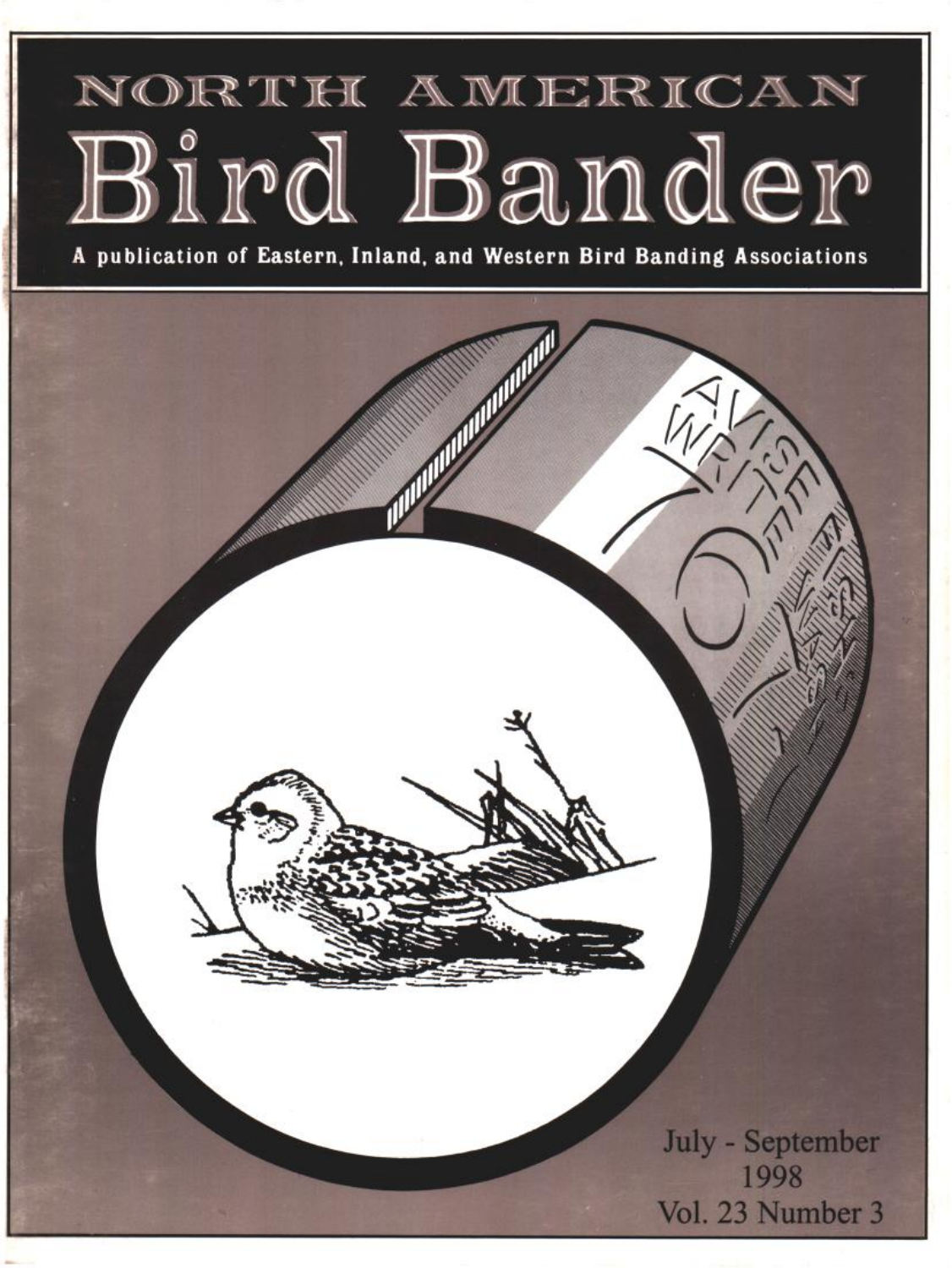# NORTH AMERICAN Bird Bander

**A publication of Eastern, Inland, and Western Bird Banding Associations**

July - September
1998
Vol. 23 Number 3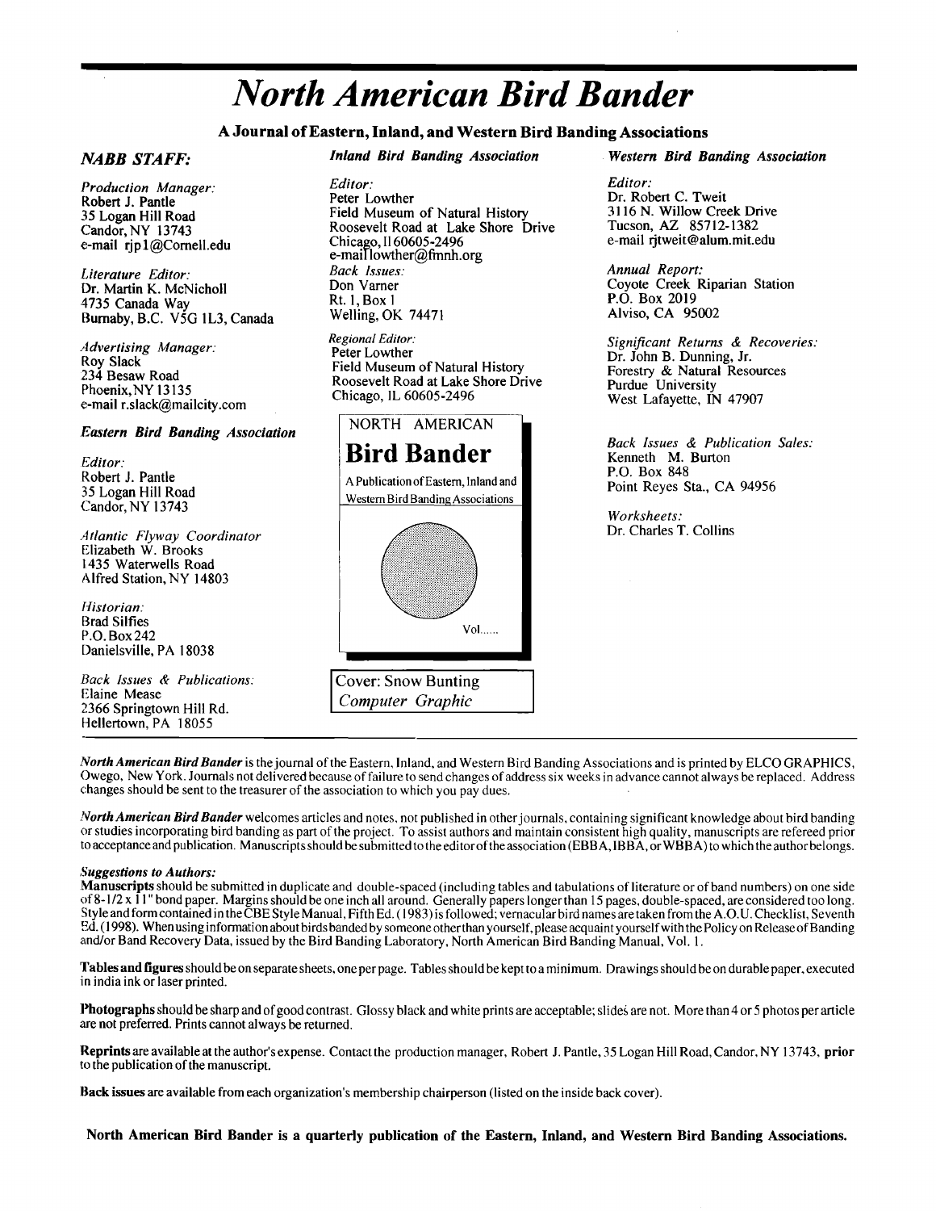# North American Bird Bander

**A Journal of Eastern, Inland, and Western Bird Banding Associations**

### *NABB STAFF:*

*Production Manager:*
Robert J. Pantle
35 Logan Hill Road
Candor, NY 13743
e-mail rjp1@Cornell.edu

*Literature Editor:*
Dr. Martin K. McNicholl
4735 Canada Way
Burnaby, B.C. V5G 1L3, Canada

*Advertising Manager:*
Roy Slack
234 Besaw Road
Phoenix, NY 13135
e-mail r.slack@mailcity.com

### *Eastern Bird Banding Association*

*Editor:*
Robert J. Pantle
35 Logan Hill Road
Candor, NY 13743

*Atlantic Flyway Coordinator*
Elizabeth W. Brooks
1435 Waterwells Road
Alfred Station, NY 14803

*Historian:*
Brad Silfies
P.O. Box 242
Danielsville, PA 18038

*Back Issues & Publications:*
Elaine Mease
2366 Springtown Hill Rd.
Hellertown, PA 18055

### *Inland Bird Banding Association*

*Editor:*
Peter Lowther
Field Museum of Natural History
Roosevelt Road at Lake Shore Drive
Chicago, Il 60605-2496
e-mail lowther@fmnh.org

*Back Issues:*
Don Varner
Rt. 1, Box 1
Welling, OK 74471

*Regional Editor:*
Peter Lowther
Field Museum of Natural History
Roosevelt Road at Lake Shore Drive
Chicago, IL 60605-2496

NORTH AMERICAN
**Bird Bander**
A Publication of Eastern, Inland and Western Bird Banding Associations
Vol......

Cover: Snow Bunting
*Computer Graphic*

### *Western Bird Banding Association*

*Editor:*
Dr. Robert C. Tweit
3116 N. Willow Creek Drive
Tucson, AZ 85712-1382
e-mail rjtweit@alum.mit.edu

*Annual Report:*
Coyote Creek Riparian Station
P.O. Box 2019
Alviso, CA 95002

*Significant Returns & Recoveries:*
Dr. John B. Dunning, Jr.
Forestry & Natural Resources
Purdue University
West Lafayette, IN 47907

*Back Issues & Publication Sales:*
Kenneth M. Burton
P.O. Box 848
Point Reyes Sta., CA 94956

*Worksheets:*
Dr. Charles T. Collins

---

***North American Bird Bander*** is the journal of the Eastern, Inland, and Western Bird Banding Associations and is printed by ELCO GRAPHICS, Owego, New York. Journals not delivered because of failure to send changes of address six weeks in advance cannot always be replaced. Address changes should be sent to the treasurer of the association to which you pay dues.

***North American Bird Bander*** welcomes articles and notes, not published in other journals, containing significant knowledge about bird banding or studies incorporating bird banding as part of the project. To assist authors and maintain consistent high quality, manuscripts are refereed prior to acceptance and publication. Manuscripts should be submitted to the editor of the association (EBBA, IBBA, or WBBA) to which the author belongs.

***Suggestions to Authors:***
**Manuscripts** should be submitted in duplicate and double-spaced (including tables and tabulations of literature or of band numbers) on one side of 8-1/2 x 11" bond paper. Margins should be one inch all around. Generally papers longer than 15 pages, double-spaced, are considered too long. Style and form contained in the CBE Style Manual, Fifth Ed. (1983) is followed; vernacular bird names are taken from the A.O.U. Checklist, Seventh Ed. (1998). When using information about birds banded by someone other than yourself, please acquaint yourself with the Policy on Release of Banding and/or Band Recovery Data, issued by the Bird Banding Laboratory, North American Bird Banding Manual, Vol. 1.

**Tables and figures** should be on separate sheets, one per page. Tables should be kept to a minimum. Drawings should be on durable paper, executed in india ink or laser printed.

**Photographs** should be sharp and of good contrast. Glossy black and white prints are acceptable; slides are not. More than 4 or 5 photos per article are not preferred. Prints cannot always be returned.

**Reprints** are available at the author's expense. Contact the production manager, Robert J. Pantle, 35 Logan Hill Road, Candor, NY 13743, **prior** to the publication of the manuscript.

**Back issues** are available from each organization's membership chairperson (listed on the inside back cover).

**North American Bird Bander is a quarterly publication of the Eastern, Inland, and Western Bird Banding Associations.**